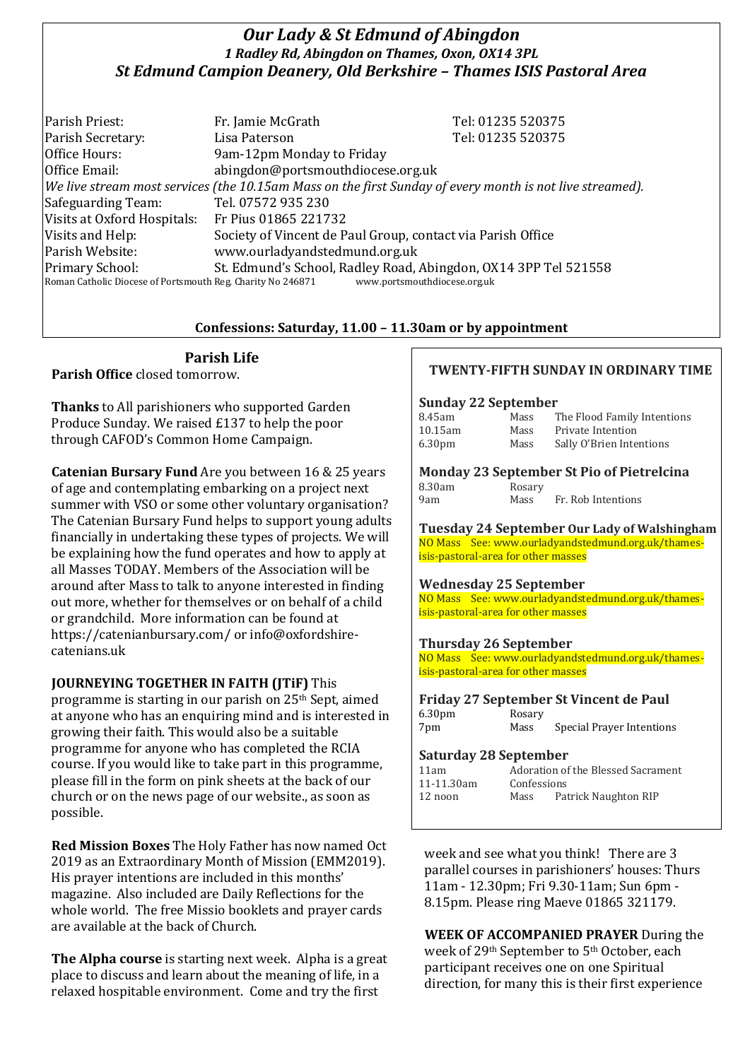# *Our Lady & St Edmund of Abingdon*

***1 Radley Rd, Abingdon on Thames, Oxon, OX14 3PL***

## *St Edmund Campion Deanery, Old Berkshire – Thames ISIS Pastoral Area*

| | | |
|---|---|---|
| Parish Priest: | Fr. Jamie McGrath | Tel: 01235 520375 |
| Parish Secretary: | Lisa Paterson | Tel: 01235 520375 |
| Office Hours: | 9am-12pm Monday to Friday | |
| Office Email: | abingdon@portsmouthdiocese.org.uk | |

*We live stream most services (the 10.15am Mass on the first Sunday of every month is not live streamed).*

| | |
|---|---|
| Safeguarding Team: | Tel. 07572 935 230 |
| Visits at Oxford Hospitals: | Fr Pius 01865 221732 |
| Visits and Help: | Society of Vincent de Paul Group, contact via Parish Office |
| Parish Website: | www.ourladyandstedmund.org.uk |
| Primary School: | St. Edmund's School, Radley Road, Abingdon, OX14 3PP Tel 521558 |

Roman Catholic Diocese of Portsmouth Reg. Charity No 246871 www.portsmouthdiocese.org.uk

**Confessions: Saturday, 11.00 – 11.30am or by appointment**

## Parish Life

**Parish Office** closed tomorrow.

**Thanks** to All parishioners who supported Garden Produce Sunday. We raised £137 to help the poor through CAFOD's Common Home Campaign.

**Catenian Bursary Fund** Are you between 16 & 25 years of age and contemplating embarking on a project next summer with VSO or some other voluntary organisation? The Catenian Bursary Fund helps to support young adults financially in undertaking these types of projects. We will be explaining how the fund operates and how to apply at all Masses TODAY. Members of the Association will be around after Mass to talk to anyone interested in finding out more, whether for themselves or on behalf of a child or grandchild. More information can be found at https://catenianbursary.com/ or info@oxfordshire-catenians.uk

**JOURNEYING TOGETHER IN FAITH (JTiF)** This programme is starting in our parish on 25th Sept, aimed at anyone who has an enquiring mind and is interested in growing their faith. This would also be a suitable programme for anyone who has completed the RCIA course. If you would like to take part in this programme, please fill in the form on pink sheets at the back of our church or on the news page of our website., as soon as possible.

**Red Mission Boxes** The Holy Father has now named Oct 2019 as an Extraordinary Month of Mission (EMM2019). His prayer intentions are included in this months' magazine. Also included are Daily Reflections for the whole world. The free Missio booklets and prayer cards are available at the back of Church.

**The Alpha course** is starting next week. Alpha is a great place to discuss and learn about the meaning of life, in a relaxed hospitable environment. Come and try the first week and see what you think! There are 3 parallel courses in parishioners' houses: Thurs 11am - 12.30pm; Fri 9.30-11am; Sun 6pm - 8.15pm. Please ring Maeve 01865 321179.

**WEEK OF ACCOMPANIED PRAYER** During the week of 29th September to 5th October, each participant receives one on one Spiritual direction, for many this is their first experience

## TWENTY-FIFTH SUNDAY IN ORDINARY TIME

### Sunday 22 September

| | | |
|---|---|---|
| 8.45am | Mass | The Flood Family Intentions |
| 10.15am | Mass | Private Intention |
| 6.30pm | Mass | Sally O'Brien Intentions |

### Monday 23 September St Pio of Pietrelcina

| | | |
|---|---|---|
| 8.30am | Rosary | |
| 9am | Mass | Fr. Rob Intentions |

### Tuesday 24 September Our Lady of Walshingham

NO Mass See: www.ourladyandstedmund.org.uk/thames-isis-pastoral-area for other masses

### Wednesday 25 September

NO Mass See: www.ourladyandstedmund.org.uk/thames-isis-pastoral-area for other masses

### Thursday 26 September

NO Mass See: www.ourladyandstedmund.org.uk/thames-isis-pastoral-area for other masses

### Friday 27 September St Vincent de Paul

| | | |
|---|---|---|
| 6.30pm | Rosary | |
| 7pm | Mass | Special Prayer Intentions |

### Saturday 28 September

| | | |
|---|---|---|
| 11am | Adoration of the Blessed Sacrament | |
| 11-11.30am | Confessions | |
| 12 noon | Mass | Patrick Naughton RIP |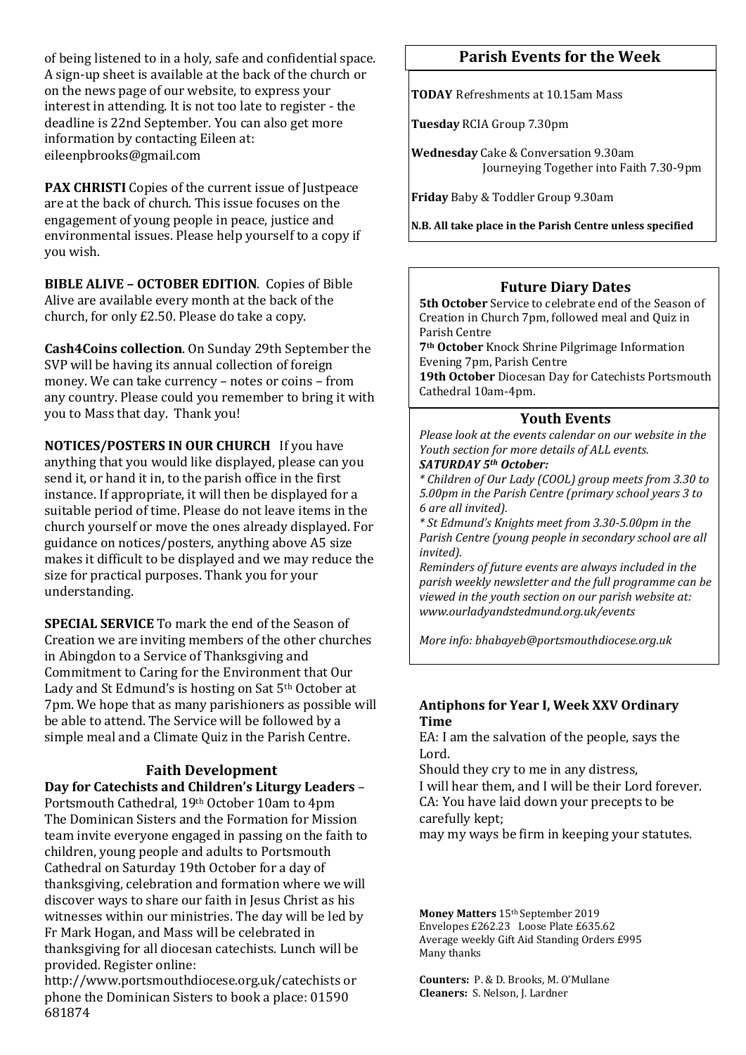of being listened to in a holy, safe and confidential space. A sign-up sheet is available at the back of the church or on the news page of our website, to express your interest in attending. It is not too late to register - the deadline is 22nd September. You can also get more information by contacting Eileen at: eileenpbrooks@gmail.com

**PAX CHRISTI** Copies of the current issue of Justpeace are at the back of church. This issue focuses on the engagement of young people in peace, justice and environmental issues. Please help yourself to a copy if you wish.

**BIBLE ALIVE – OCTOBER EDITION**. Copies of Bible Alive are available every month at the back of the church, for only £2.50. Please do take a copy.

**Cash4Coins collection**. On Sunday 29th September the SVP will be having its annual collection of foreign money. We can take currency – notes or coins – from any country. Please could you remember to bring it with you to Mass that day. Thank you!

**NOTICES/POSTERS IN OUR CHURCH** If you have anything that you would like displayed, please can you send it, or hand it in, to the parish office in the first instance. If appropriate, it will then be displayed for a suitable period of time. Please do not leave items in the church yourself or move the ones already displayed. For guidance on notices/posters, anything above A5 size makes it difficult to be displayed and we may reduce the size for practical purposes. Thank you for your understanding.

**SPECIAL SERVICE** To mark the end of the Season of Creation we are inviting members of the other churches in Abingdon to a Service of Thanksgiving and Commitment to Caring for the Environment that Our Lady and St Edmund's is hosting on Sat 5th October at 7pm. We hope that as many parishioners as possible will be able to attend. The Service will be followed by a simple meal and a Climate Quiz in the Parish Centre.

## Faith Development

**Day for Catechists and Children's Liturgy Leaders** – Portsmouth Cathedral, 19th October 10am to 4pm

The Dominican Sisters and the Formation for Mission team invite everyone engaged in passing on the faith to children, young people and adults to Portsmouth Cathedral on Saturday 19th October for a day of thanksgiving, celebration and formation where we will discover ways to share our faith in Jesus Christ as his witnesses within our ministries. The day will be led by Fr Mark Hogan, and Mass will be celebrated in thanksgiving for all diocesan catechists. Lunch will be provided. Register online: http://www.portsmouthdiocese.org.uk/catechists or phone the Dominican Sisters to book a place: 01590 681874

## Parish Events for the Week

**TODAY** Refreshments at 10.15am Mass

**Tuesday** RCIA Group 7.30pm

**Wednesday** Cake & Conversation 9.30am
Journeying Together into Faith 7.30-9pm

**Friday** Baby & Toddler Group 9.30am

**N.B. All take place in the Parish Centre unless specified**

## Future Diary Dates

**5th October** Service to celebrate end of the Season of Creation in Church 7pm, followed meal and Quiz in Parish Centre

**7th October** Knock Shrine Pilgrimage Information Evening 7pm, Parish Centre

**19th October** Diocesan Day for Catechists Portsmouth Cathedral 10am-4pm.

## Youth Events

*Please look at the events calendar on our website in the Youth section for more details of ALL events.*

***SATURDAY 5th October:***

*\* Children of Our Lady (COOL) group meets from 3.30 to 5.00pm in the Parish Centre (primary school years 3 to 6 are all invited).*

*\* St Edmund's Knights meet from 3.30-5.00pm in the Parish Centre (young people in secondary school are all invited).*

*Reminders of future events are always included in the parish weekly newsletter and the full programme can be viewed in the youth section on our parish website at: www.ourladyandstedmund.org.uk/events*

*More info: bhabayeb@portsmouthdiocese.org.uk*

### Antiphons for Year I, Week XXV Ordinary Time

EA: I am the salvation of the people, says the Lord.
Should they cry to me in any distress,
I will hear them, and I will be their Lord forever.
CA: You have laid down your precepts to be carefully kept;
may my ways be firm in keeping your statutes.

**Money Matters** 15th September 2019
Envelopes £262.23 Loose Plate £635.62
Average weekly Gift Aid Standing Orders £995
Many thanks

**Counters:** P. & D. Brooks, M. O'Mullane
**Cleaners:** S. Nelson, J. Lardner